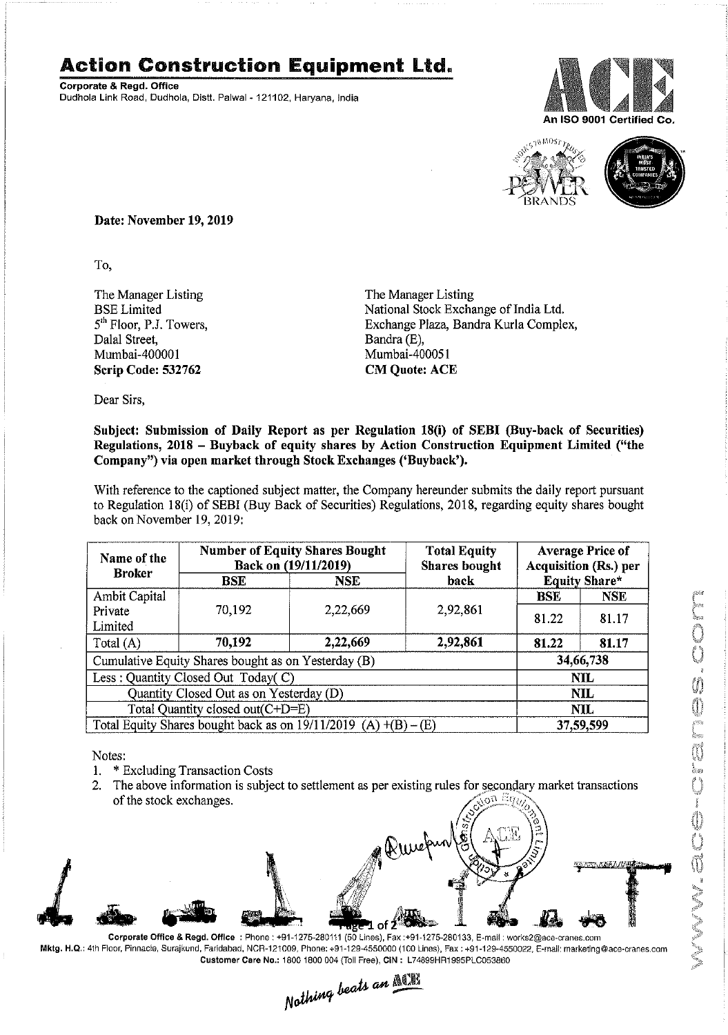# Action Construction Equipment Ltd.

**Corporate & Regd. Office**
Dudhola Link Road, Dudhola, Distt. Palwal - 121102, Haryana, India

An ISO 9001 Certified Co.

**Date: November 19, 2019**

To,

The Manager Listing
BSE Limited
5th Floor, P.J. Towers,
Dalal Street,
Mumbai-400001
**Scrip Code: 532762**

The Manager Listing
National Stock Exchange of India Ltd.
Exchange Plaza, Bandra Kurla Complex,
Bandra (E),
Mumbai-400051
**CM Quote: ACE**

Dear Sirs,

**Subject: Submission of Daily Report as per Regulation 18(i) of SEBI (Buy-back of Securities) Regulations, 2018 – Buyback of equity shares by Action Construction Equipment Limited ("the Company") via open market through Stock Exchanges ('Buyback').**

With reference to the captioned subject matter, the Company hereunder submits the daily report pursuant to Regulation 18(i) of SEBI (Buy Back of Securities) Regulations, 2018, regarding equity shares bought back on November 19, 2019:

| Name of the Broker | Number of Equity Shares Bought Back on (19/11/2019) | | Total Equity Shares bought back | Average Price of Acquisition (Rs.) per Equity Share* | |
|---|---|---|---|---|---|
| | BSE | NSE | | BSE | NSE |
| Ambit Capital Private Limited | 70,192 | 2,22,669 | 2,92,861 | 81.22 | 81.17 |
| **Total (A)** | **70,192** | **2,22,669** | **2,92,861** | **81.22** | **81.17** |
| Cumulative Equity Shares bought as on Yesterday (B) | | | | **34,66,738** | |
| Less : Quantity Closed Out Today( C) | | | | **NIL** | |
| Quantity Closed Out as on Yesterday (D) | | | | **NIL** | |
| Total Quantity closed out(C+D=E) | | | | **NIL** | |
| Total Equity Shares bought back as on 19/11/2019 (A) +(B) – (E) | | | | **37,59,599** | |

Notes:

1. * Excluding Transaction Costs
2. The above information is subject to settlement as per existing rules for secondary market transactions of the stock exchanges.

**Corporate Office & Regd. Office** : Phone : +91-1275-280111 (50 Lines), Fax :+91-1275-280133, E-mail : works2@ace-cranes.com
**Mktg. H.Q.**: 4th Floor, Pinnacle, Surajkund, Faridabad, NCR-121009, Phone: +91-129-4550000 (100 Lines), Fax : +91-129-4550022, E-mail: marketing@ace-cranes.com
**Customer Care No.:** 1800 1800 004 (Toll Free), **CIN :** L74899HR1995PLC053860

*Nothing beats an ACE*

www.ace-cranes.com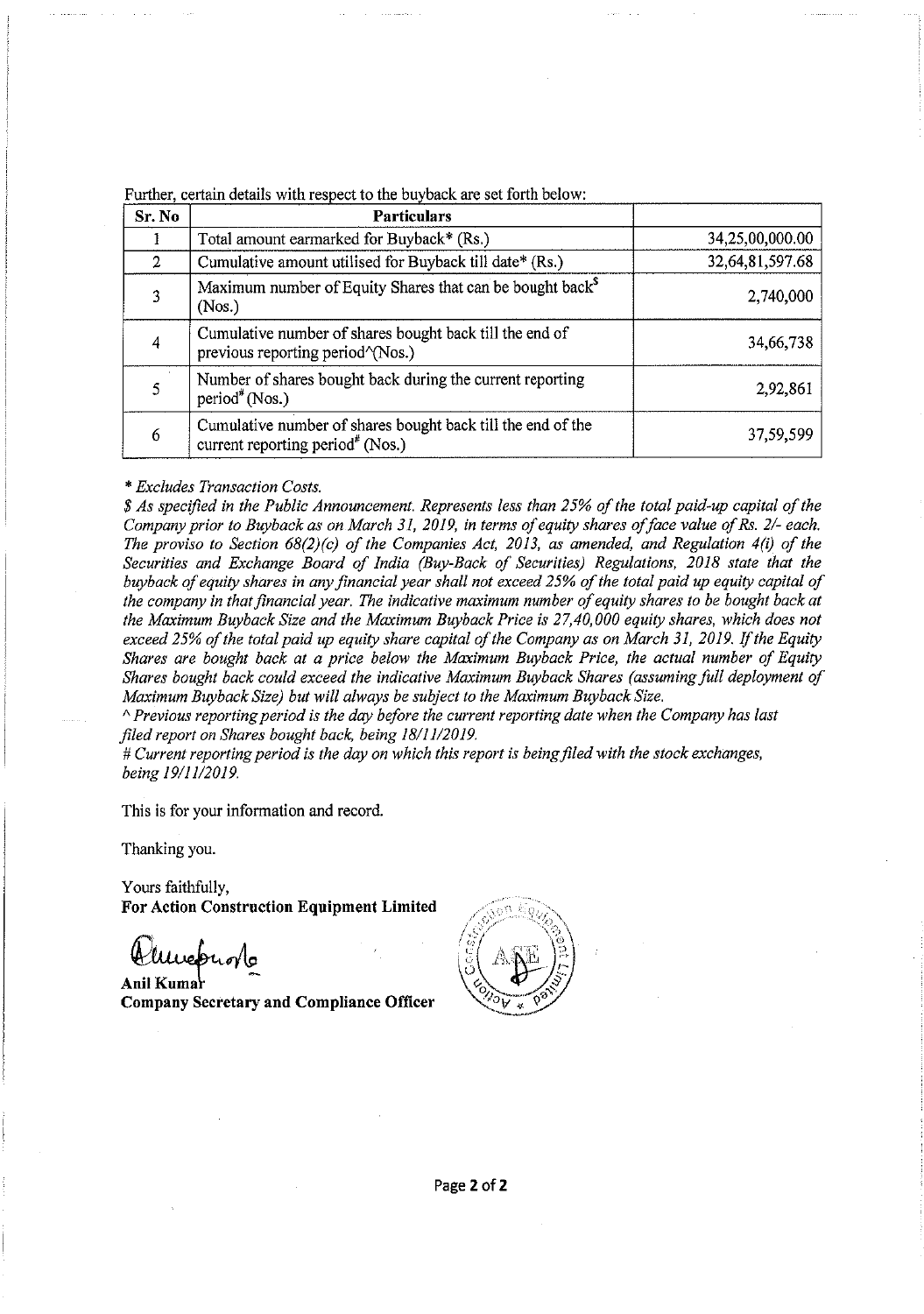Further, certain details with respect to the buyback are set forth below:

| Sr. No | Particulars | |
|---|---|---|
| 1 | Total amount earmarked for Buyback* (Rs.) | 34,25,00,000.00 |
| 2 | Cumulative amount utilised for Buyback till date* (Rs.) | 32,64,81,597.68 |
| 3 | Maximum number of Equity Shares that can be bought back$ (Nos.) | 2,740,000 |
| 4 | Cumulative number of shares bought back till the end of previous reporting period^(Nos.) | 34,66,738 |
| 5 | Number of shares bought back during the current reporting period# (Nos.) | 2,92,861 |
| 6 | Cumulative number of shares bought back till the end of the current reporting period# (Nos.) | 37,59,599 |

*\* Excludes Transaction Costs.*

*$ As specified in the Public Announcement. Represents less than 25% of the total paid-up capital of the Company prior to Buyback as on March 31, 2019, in terms of equity shares of face value of Rs. 2/- each. The proviso to Section 68(2)(c) of the Companies Act, 2013, as amended, and Regulation 4(i) of the Securities and Exchange Board of India (Buy-Back of Securities) Regulations, 2018 state that the buyback of equity shares in any financial year shall not exceed 25% of the total paid up equity capital of the company in that financial year. The indicative maximum number of equity shares to be bought back at the Maximum Buyback Size and the Maximum Buyback Price is 27,40,000 equity shares, which does not exceed 25% of the total paid up equity share capital of the Company as on March 31, 2019. If the Equity Shares are bought back at a price below the Maximum Buyback Price, the actual number of Equity Shares bought back could exceed the indicative Maximum Buyback Shares (assuming full deployment of Maximum Buyback Size) but will always be subject to the Maximum Buyback Size.*

*^ Previous reporting period is the day before the current reporting date when the Company has last filed report on Shares bought back, being 18/11/2019.*

*# Current reporting period is the day on which this report is being filed with the stock exchanges, being 19/11/2019.*

This is for your information and record.

Thanking you.

Yours faithfully,
**For Action Construction Equipment Limited**

**Anil Kumar**
**Company Secretary and Compliance Officer**